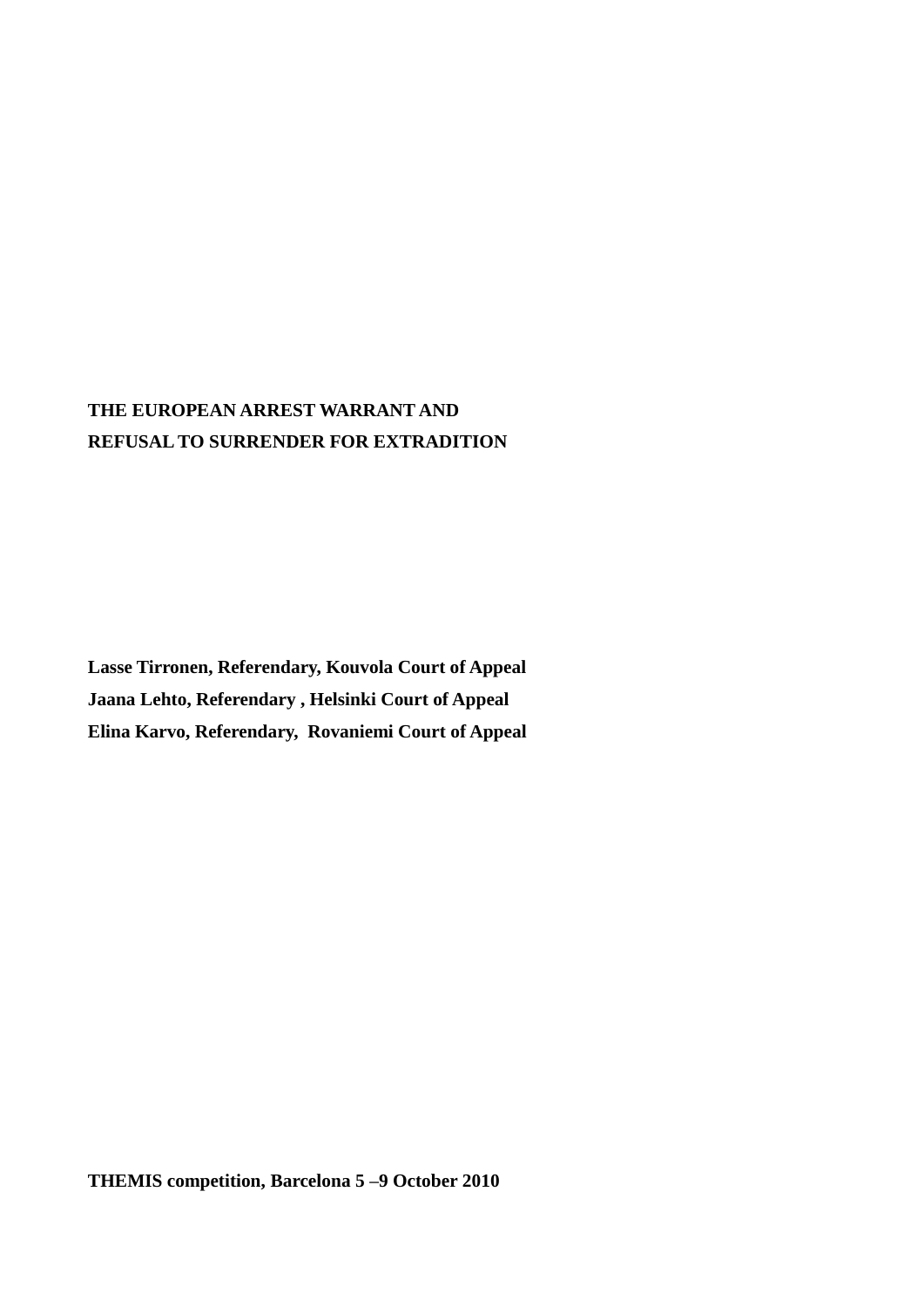# THE EUROPEAN ARREST WARRANT AND REFUSAL TO SURRENDER FOR EXTRADITION

**Lasse Tirronen, Referendary, Kouvola Court of Appeal**
**Jaana Lehto, Referendary , Helsinki Court of Appeal**
**Elina Karvo, Referendary, Rovaniemi Court of Appeal**

**THEMIS competition, Barcelona 5 –9 October 2010**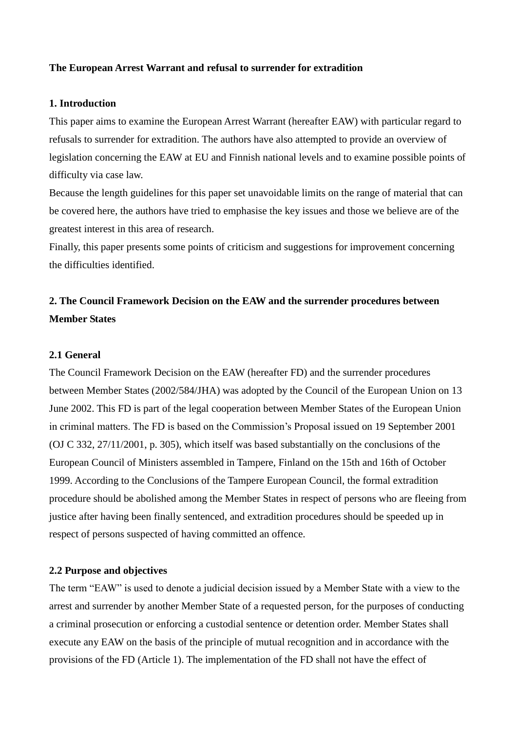**The European Arrest Warrant and refusal to surrender for extradition**

**1. Introduction**

This paper aims to examine the European Arrest Warrant (hereafter EAW) with particular regard to refusals to surrender for extradition. The authors have also attempted to provide an overview of legislation concerning the EAW at EU and Finnish national levels and to examine possible points of difficulty via case law.

Because the length guidelines for this paper set unavoidable limits on the range of material that can be covered here, the authors have tried to emphasise the key issues and those we believe are of the greatest interest in this area of research.

Finally, this paper presents some points of criticism and suggestions for improvement concerning the difficulties identified.

## 2. The Council Framework Decision on the EAW and the surrender procedures between Member States

### 2.1 General

The Council Framework Decision on the EAW (hereafter FD) and the surrender procedures between Member States (2002/584/JHA) was adopted by the Council of the European Union on 13 June 2002. This FD is part of the legal cooperation between Member States of the European Union in criminal matters. The FD is based on the Commission's Proposal issued on 19 September 2001 (OJ C 332, 27/11/2001, p. 305), which itself was based substantially on the conclusions of the European Council of Ministers assembled in Tampere, Finland on the 15th and 16th of October 1999. According to the Conclusions of the Tampere European Council, the formal extradition procedure should be abolished among the Member States in respect of persons who are fleeing from justice after having been finally sentenced, and extradition procedures should be speeded up in respect of persons suspected of having committed an offence.

### 2.2 Purpose and objectives

The term "EAW" is used to denote a judicial decision issued by a Member State with a view to the arrest and surrender by another Member State of a requested person, for the purposes of conducting a criminal prosecution or enforcing a custodial sentence or detention order. Member States shall execute any EAW on the basis of the principle of mutual recognition and in accordance with the provisions of the FD (Article 1). The implementation of the FD shall not have the effect of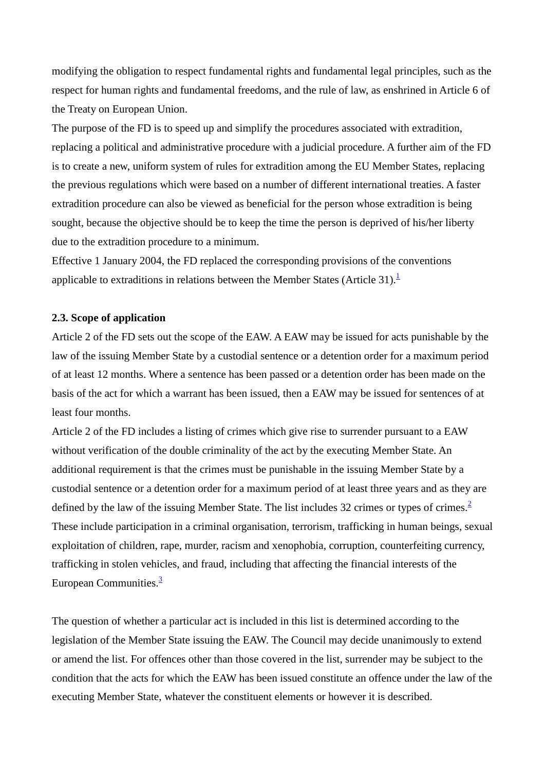modifying the obligation to respect fundamental rights and fundamental legal principles, such as the respect for human rights and fundamental freedoms, and the rule of law, as enshrined in Article 6 of the Treaty on European Union.

The purpose of the FD is to speed up and simplify the procedures associated with extradition, replacing a political and administrative procedure with a judicial procedure. A further aim of the FD is to create a new, uniform system of rules for extradition among the EU Member States, replacing the previous regulations which were based on a number of different international treaties. A faster extradition procedure can also be viewed as beneficial for the person whose extradition is being sought, because the objective should be to keep the time the person is deprived of his/her liberty due to the extradition procedure to a minimum.

Effective 1 January 2004, the FD replaced the corresponding provisions of the conventions applicable to extraditions in relations between the Member States (Article 31).[1]

### 2.3. Scope of application

Article 2 of the FD sets out the scope of the EAW. A EAW may be issued for acts punishable by the law of the issuing Member State by a custodial sentence or a detention order for a maximum period of at least 12 months. Where a sentence has been passed or a detention order has been made on the basis of the act for which a warrant has been issued, then a EAW may be issued for sentences of at least four months.

Article 2 of the FD includes a listing of crimes which give rise to surrender pursuant to a EAW without verification of the double criminality of the act by the executing Member State. An additional requirement is that the crimes must be punishable in the issuing Member State by a custodial sentence or a detention order for a maximum period of at least three years and as they are defined by the law of the issuing Member State. The list includes 32 crimes or types of crimes.[2] These include participation in a criminal organisation, terrorism, trafficking in human beings, sexual exploitation of children, rape, murder, racism and xenophobia, corruption, counterfeiting currency, trafficking in stolen vehicles, and fraud, including that affecting the financial interests of the European Communities.[3]

The question of whether a particular act is included in this list is determined according to the legislation of the Member State issuing the EAW. The Council may decide unanimously to extend or amend the list. For offences other than those covered in the list, surrender may be subject to the condition that the acts for which the EAW has been issued constitute an offence under the law of the executing Member State, whatever the constituent elements or however it is described.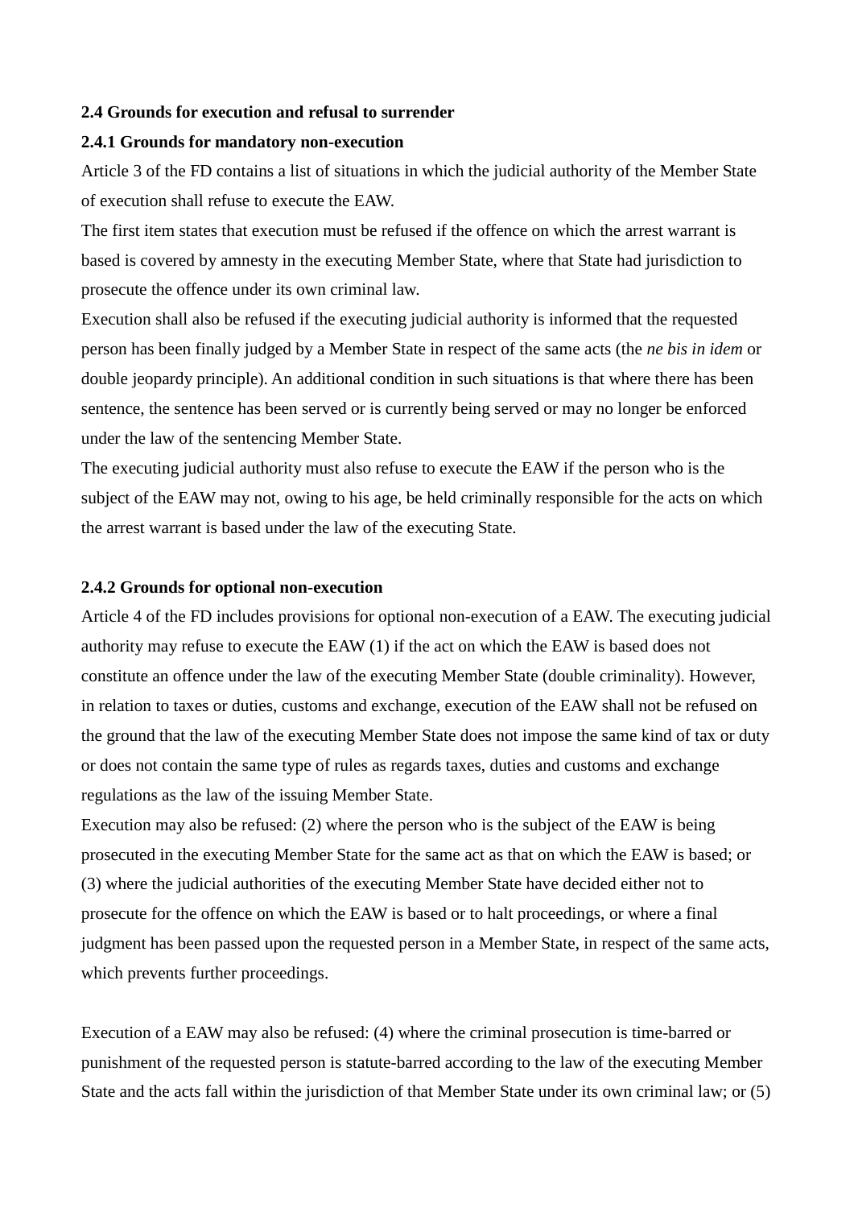**2.4 Grounds for execution and refusal to surrender**

**2.4.1 Grounds for mandatory non-execution**

Article 3 of the FD contains a list of situations in which the judicial authority of the Member State of execution shall refuse to execute the EAW.

The first item states that execution must be refused if the offence on which the arrest warrant is based is covered by amnesty in the executing Member State, where that State had jurisdiction to prosecute the offence under its own criminal law.

Execution shall also be refused if the executing judicial authority is informed that the requested person has been finally judged by a Member State in respect of the same acts (the *ne bis in idem* or double jeopardy principle). An additional condition in such situations is that where there has been sentence, the sentence has been served or is currently being served or may no longer be enforced under the law of the sentencing Member State.

The executing judicial authority must also refuse to execute the EAW if the person who is the subject of the EAW may not, owing to his age, be held criminally responsible for the acts on which the arrest warrant is based under the law of the executing State.

**2.4.2 Grounds for optional non-execution**

Article 4 of the FD includes provisions for optional non-execution of a EAW. The executing judicial authority may refuse to execute the EAW (1) if the act on which the EAW is based does not constitute an offence under the law of the executing Member State (double criminality). However, in relation to taxes or duties, customs and exchange, execution of the EAW shall not be refused on the ground that the law of the executing Member State does not impose the same kind of tax or duty or does not contain the same type of rules as regards taxes, duties and customs and exchange regulations as the law of the issuing Member State.

Execution may also be refused: (2) where the person who is the subject of the EAW is being prosecuted in the executing Member State for the same act as that on which the EAW is based; or (3) where the judicial authorities of the executing Member State have decided either not to prosecute for the offence on which the EAW is based or to halt proceedings, or where a final judgment has been passed upon the requested person in a Member State, in respect of the same acts, which prevents further proceedings.

Execution of a EAW may also be refused: (4) where the criminal prosecution is time-barred or punishment of the requested person is statute-barred according to the law of the executing Member State and the acts fall within the jurisdiction of that Member State under its own criminal law; or (5)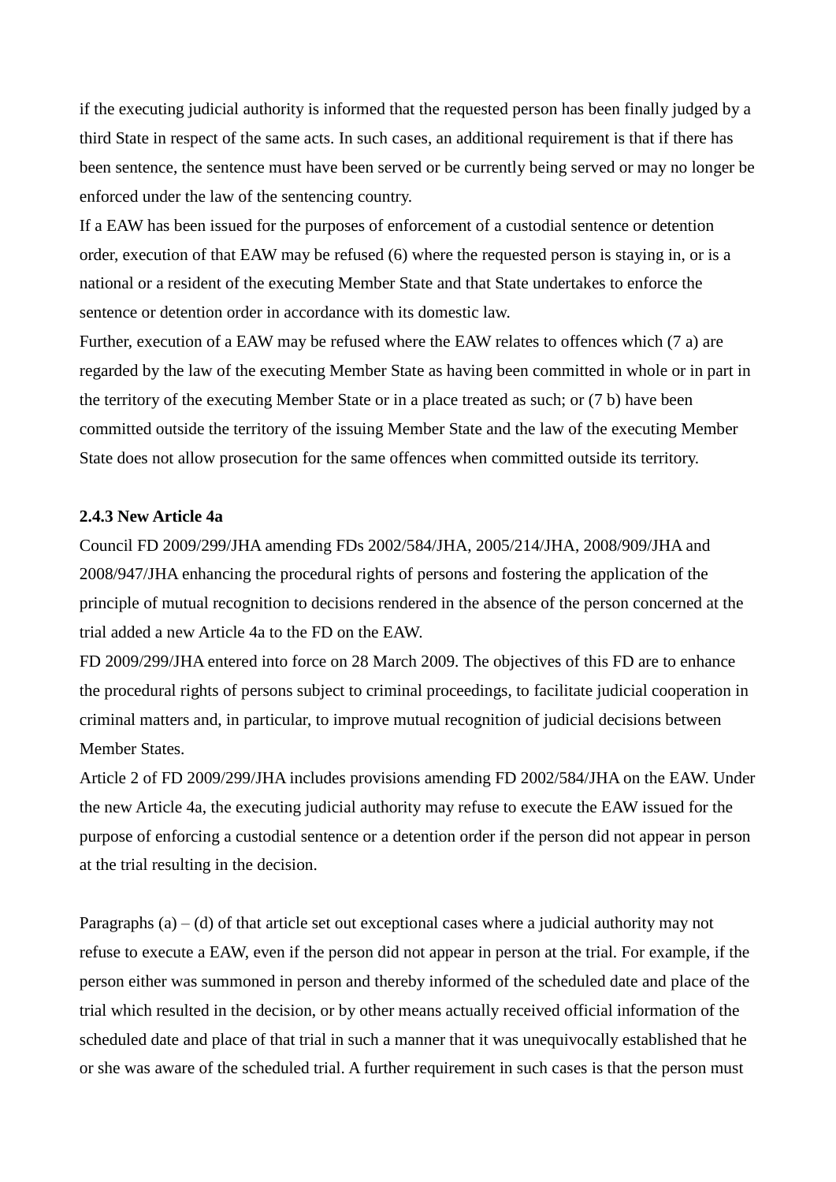if the executing judicial authority is informed that the requested person has been finally judged by a third State in respect of the same acts. In such cases, an additional requirement is that if there has been sentence, the sentence must have been served or be currently being served or may no longer be enforced under the law of the sentencing country.

If a EAW has been issued for the purposes of enforcement of a custodial sentence or detention order, execution of that EAW may be refused (6) where the requested person is staying in, or is a national or a resident of the executing Member State and that State undertakes to enforce the sentence or detention order in accordance with its domestic law.

Further, execution of a EAW may be refused where the EAW relates to offences which (7 a) are regarded by the law of the executing Member State as having been committed in whole or in part in the territory of the executing Member State or in a place treated as such; or (7 b) have been committed outside the territory of the issuing Member State and the law of the executing Member State does not allow prosecution for the same offences when committed outside its territory.

**2.4.3 New Article 4a**

Council FD 2009/299/JHA amending FDs 2002/584/JHA, 2005/214/JHA, 2008/909/JHA and 2008/947/JHA enhancing the procedural rights of persons and fostering the application of the principle of mutual recognition to decisions rendered in the absence of the person concerned at the trial added a new Article 4a to the FD on the EAW.

FD 2009/299/JHA entered into force on 28 March 2009. The objectives of this FD are to enhance the procedural rights of persons subject to criminal proceedings, to facilitate judicial cooperation in criminal matters and, in particular, to improve mutual recognition of judicial decisions between Member States.

Article 2 of FD 2009/299/JHA includes provisions amending FD 2002/584/JHA on the EAW. Under the new Article 4a, the executing judicial authority may refuse to execute the EAW issued for the purpose of enforcing a custodial sentence or a detention order if the person did not appear in person at the trial resulting in the decision.

Paragraphs (a) – (d) of that article set out exceptional cases where a judicial authority may not refuse to execute a EAW, even if the person did not appear in person at the trial. For example, if the person either was summoned in person and thereby informed of the scheduled date and place of the trial which resulted in the decision, or by other means actually received official information of the scheduled date and place of that trial in such a manner that it was unequivocally established that he or she was aware of the scheduled trial. A further requirement in such cases is that the person must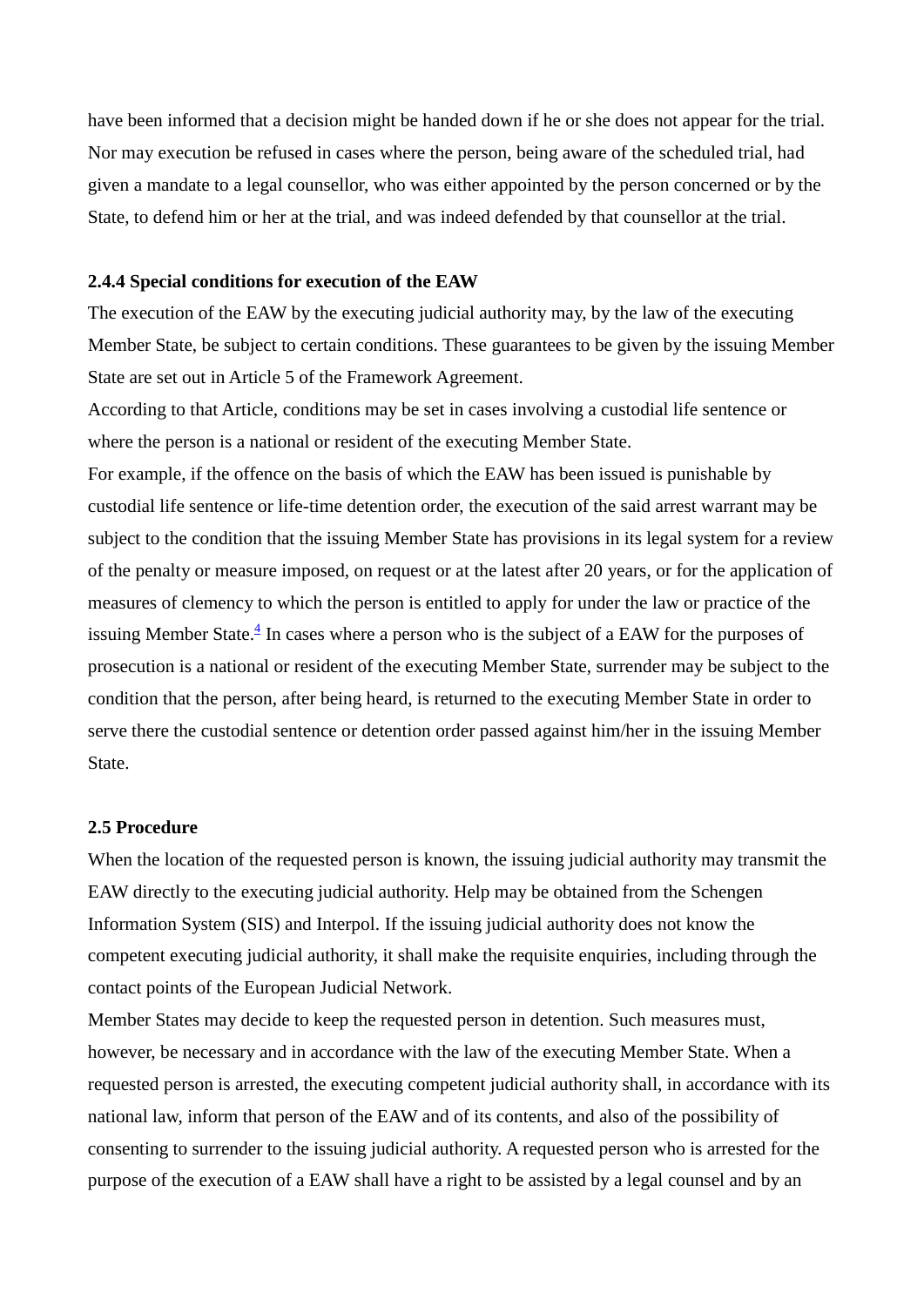have been informed that a decision might be handed down if he or she does not appear for the trial. Nor may execution be refused in cases where the person, being aware of the scheduled trial, had given a mandate to a legal counsellor, who was either appointed by the person concerned or by the State, to defend him or her at the trial, and was indeed defended by that counsellor at the trial.

### 2.4.4 Special conditions for execution of the EAW

The execution of the EAW by the executing judicial authority may, by the law of the executing Member State, be subject to certain conditions. These guarantees to be given by the issuing Member State are set out in Article 5 of the Framework Agreement.

According to that Article, conditions may be set in cases involving a custodial life sentence or where the person is a national or resident of the executing Member State.

For example, if the offence on the basis of which the EAW has been issued is punishable by custodial life sentence or life-time detention order, the execution of the said arrest warrant may be subject to the condition that the issuing Member State has provisions in its legal system for a review of the penalty or measure imposed, on request or at the latest after 20 years, or for the application of measures of clemency to which the person is entitled to apply for under the law or practice of the issuing Member State.[4] In cases where a person who is the subject of a EAW for the purposes of prosecution is a national or resident of the executing Member State, surrender may be subject to the condition that the person, after being heard, is returned to the executing Member State in order to serve there the custodial sentence or detention order passed against him/her in the issuing Member State.

## 2.5 Procedure

When the location of the requested person is known, the issuing judicial authority may transmit the EAW directly to the executing judicial authority. Help may be obtained from the Schengen Information System (SIS) and Interpol. If the issuing judicial authority does not know the competent executing judicial authority, it shall make the requisite enquiries, including through the contact points of the European Judicial Network.

Member States may decide to keep the requested person in detention. Such measures must, however, be necessary and in accordance with the law of the executing Member State. When a requested person is arrested, the executing competent judicial authority shall, in accordance with its national law, inform that person of the EAW and of its contents, and also of the possibility of consenting to surrender to the issuing judicial authority. A requested person who is arrested for the purpose of the execution of a EAW shall have a right to be assisted by a legal counsel and by an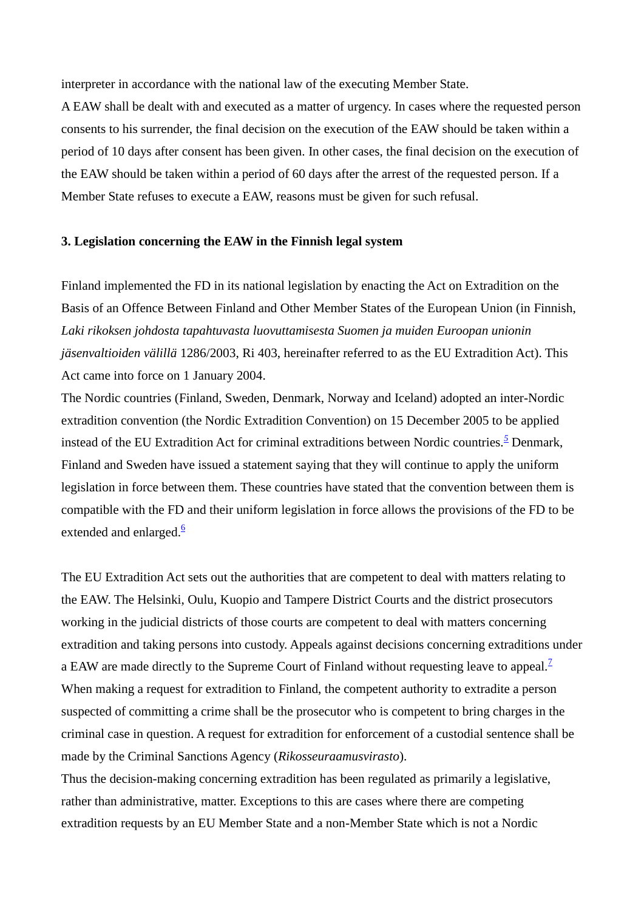interpreter in accordance with the national law of the executing Member State.

A EAW shall be dealt with and executed as a matter of urgency. In cases where the requested person consents to his surrender, the final decision on the execution of the EAW should be taken within a period of 10 days after consent has been given. In other cases, the final decision on the execution of the EAW should be taken within a period of 60 days after the arrest of the requested person. If a Member State refuses to execute a EAW, reasons must be given for such refusal.

### 3. Legislation concerning the EAW in the Finnish legal system

Finland implemented the FD in its national legislation by enacting the Act on Extradition on the Basis of an Offence Between Finland and Other Member States of the European Union (in Finnish, *Laki rikoksen johdosta tapahtuvasta luovuttamisesta Suomen ja muiden Euroopan unionin jäsenvaltioiden välillä* 1286/2003, Ri 403, hereinafter referred to as the EU Extradition Act). This Act came into force on 1 January 2004.

The Nordic countries (Finland, Sweden, Denmark, Norway and Iceland) adopted an inter-Nordic extradition convention (the Nordic Extradition Convention) on 15 December 2005 to be applied instead of the EU Extradition Act for criminal extraditions between Nordic countries.[5] Denmark, Finland and Sweden have issued a statement saying that they will continue to apply the uniform legislation in force between them. These countries have stated that the convention between them is compatible with the FD and their uniform legislation in force allows the provisions of the FD to be extended and enlarged.[6]

The EU Extradition Act sets out the authorities that are competent to deal with matters relating to the EAW. The Helsinki, Oulu, Kuopio and Tampere District Courts and the district prosecutors working in the judicial districts of those courts are competent to deal with matters concerning extradition and taking persons into custody. Appeals against decisions concerning extraditions under a EAW are made directly to the Supreme Court of Finland without requesting leave to appeal.[7]

When making a request for extradition to Finland, the competent authority to extradite a person suspected of committing a crime shall be the prosecutor who is competent to bring charges in the criminal case in question. A request for extradition for enforcement of a custodial sentence shall be made by the Criminal Sanctions Agency (*Rikosseuraamusvirasto*).

Thus the decision-making concerning extradition has been regulated as primarily a legislative, rather than administrative, matter. Exceptions to this are cases where there are competing extradition requests by an EU Member State and a non-Member State which is not a Nordic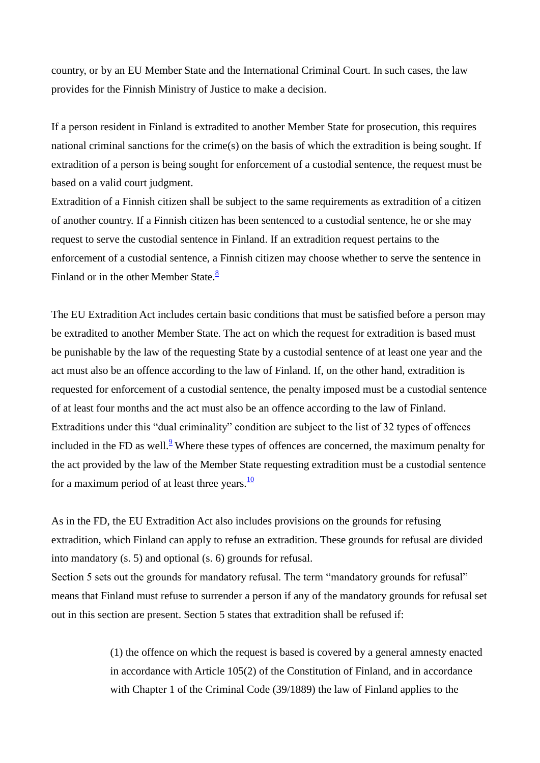country, or by an EU Member State and the International Criminal Court. In such cases, the law provides for the Finnish Ministry of Justice to make a decision.

If a person resident in Finland is extradited to another Member State for prosecution, this requires national criminal sanctions for the crime(s) on the basis of which the extradition is being sought. If extradition of a person is being sought for enforcement of a custodial sentence, the request must be based on a valid court judgment.

Extradition of a Finnish citizen shall be subject to the same requirements as extradition of a citizen of another country. If a Finnish citizen has been sentenced to a custodial sentence, he or she may request to serve the custodial sentence in Finland. If an extradition request pertains to the enforcement of a custodial sentence, a Finnish citizen may choose whether to serve the sentence in Finland or in the other Member State.[8]

The EU Extradition Act includes certain basic conditions that must be satisfied before a person may be extradited to another Member State. The act on which the request for extradition is based must be punishable by the law of the requesting State by a custodial sentence of at least one year and the act must also be an offence according to the law of Finland. If, on the other hand, extradition is requested for enforcement of a custodial sentence, the penalty imposed must be a custodial sentence of at least four months and the act must also be an offence according to the law of Finland. Extraditions under this "dual criminality" condition are subject to the list of 32 types of offences included in the FD as well.[9] Where these types of offences are concerned, the maximum penalty for the act provided by the law of the Member State requesting extradition must be a custodial sentence for a maximum period of at least three years.[10]

As in the FD, the EU Extradition Act also includes provisions on the grounds for refusing extradition, which Finland can apply to refuse an extradition. These grounds for refusal are divided into mandatory (s. 5) and optional (s. 6) grounds for refusal.

Section 5 sets out the grounds for mandatory refusal. The term "mandatory grounds for refusal" means that Finland must refuse to surrender a person if any of the mandatory grounds for refusal set out in this section are present. Section 5 states that extradition shall be refused if:

> (1) the offence on which the request is based is covered by a general amnesty enacted in accordance with Article 105(2) of the Constitution of Finland, and in accordance with Chapter 1 of the Criminal Code (39/1889) the law of Finland applies to the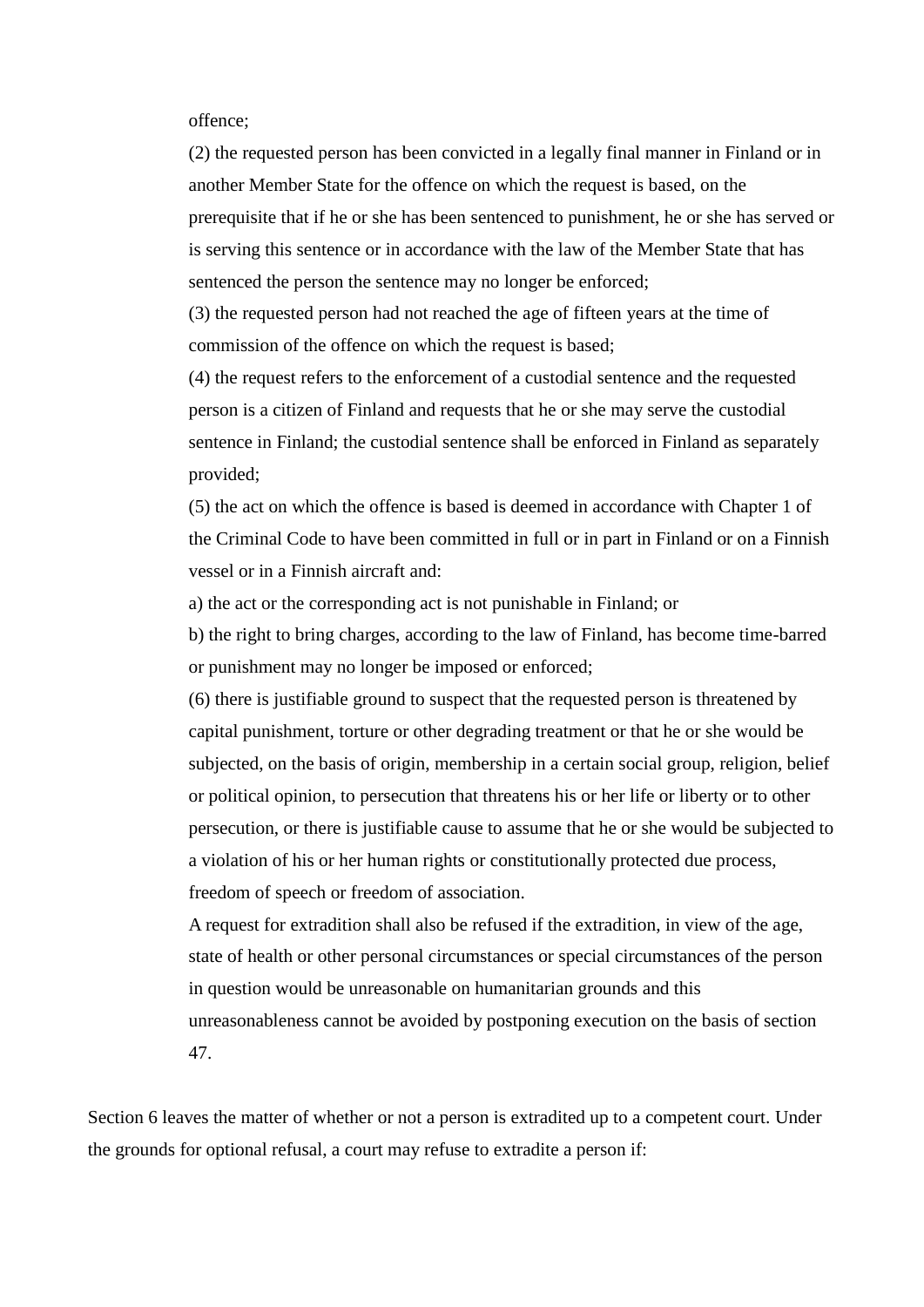offence;

(2) the requested person has been convicted in a legally final manner in Finland or in another Member State for the offence on which the request is based, on the prerequisite that if he or she has been sentenced to punishment, he or she has served or is serving this sentence or in accordance with the law of the Member State that has sentenced the person the sentence may no longer be enforced;

(3) the requested person had not reached the age of fifteen years at the time of commission of the offence on which the request is based;

(4) the request refers to the enforcement of a custodial sentence and the requested person is a citizen of Finland and requests that he or she may serve the custodial sentence in Finland; the custodial sentence shall be enforced in Finland as separately provided;

(5) the act on which the offence is based is deemed in accordance with Chapter 1 of the Criminal Code to have been committed in full or in part in Finland or on a Finnish vessel or in a Finnish aircraft and:

a) the act or the corresponding act is not punishable in Finland; or

b) the right to bring charges, according to the law of Finland, has become time-barred or punishment may no longer be imposed or enforced;

(6) there is justifiable ground to suspect that the requested person is threatened by capital punishment, torture or other degrading treatment or that he or she would be subjected, on the basis of origin, membership in a certain social group, religion, belief or political opinion, to persecution that threatens his or her life or liberty or to other persecution, or there is justifiable cause to assume that he or she would be subjected to a violation of his or her human rights or constitutionally protected due process, freedom of speech or freedom of association.

A request for extradition shall also be refused if the extradition, in view of the age, state of health or other personal circumstances or special circumstances of the person in question would be unreasonable on humanitarian grounds and this unreasonableness cannot be avoided by postponing execution on the basis of section 47.

Section 6 leaves the matter of whether or not a person is extradited up to a competent court. Under the grounds for optional refusal, a court may refuse to extradite a person if: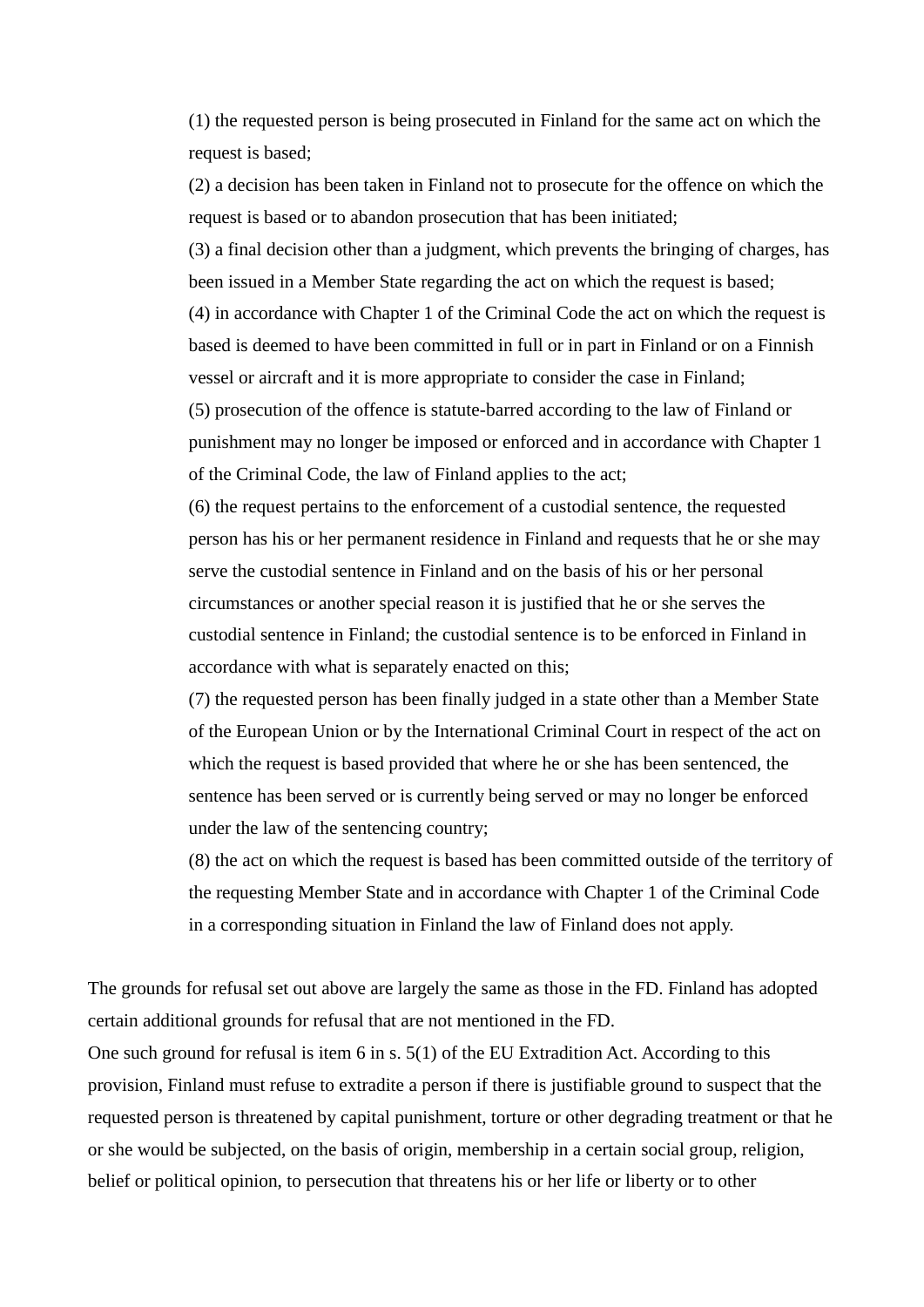(1) the requested person is being prosecuted in Finland for the same act on which the request is based;

(2) a decision has been taken in Finland not to prosecute for the offence on which the request is based or to abandon prosecution that has been initiated;

(3) a final decision other than a judgment, which prevents the bringing of charges, has been issued in a Member State regarding the act on which the request is based;

(4) in accordance with Chapter 1 of the Criminal Code the act on which the request is based is deemed to have been committed in full or in part in Finland or on a Finnish vessel or aircraft and it is more appropriate to consider the case in Finland;

(5) prosecution of the offence is statute-barred according to the law of Finland or punishment may no longer be imposed or enforced and in accordance with Chapter 1 of the Criminal Code, the law of Finland applies to the act;

(6) the request pertains to the enforcement of a custodial sentence, the requested person has his or her permanent residence in Finland and requests that he or she may serve the custodial sentence in Finland and on the basis of his or her personal circumstances or another special reason it is justified that he or she serves the custodial sentence in Finland; the custodial sentence is to be enforced in Finland in accordance with what is separately enacted on this;

(7) the requested person has been finally judged in a state other than a Member State of the European Union or by the International Criminal Court in respect of the act on which the request is based provided that where he or she has been sentenced, the sentence has been served or is currently being served or may no longer be enforced under the law of the sentencing country;

(8) the act on which the request is based has been committed outside of the territory of the requesting Member State and in accordance with Chapter 1 of the Criminal Code in a corresponding situation in Finland the law of Finland does not apply.

The grounds for refusal set out above are largely the same as those in the FD. Finland has adopted certain additional grounds for refusal that are not mentioned in the FD.
One such ground for refusal is item 6 in s. 5(1) of the EU Extradition Act. According to this provision, Finland must refuse to extradite a person if there is justifiable ground to suspect that the requested person is threatened by capital punishment, torture or other degrading treatment or that he or she would be subjected, on the basis of origin, membership in a certain social group, religion, belief or political opinion, to persecution that threatens his or her life or liberty or to other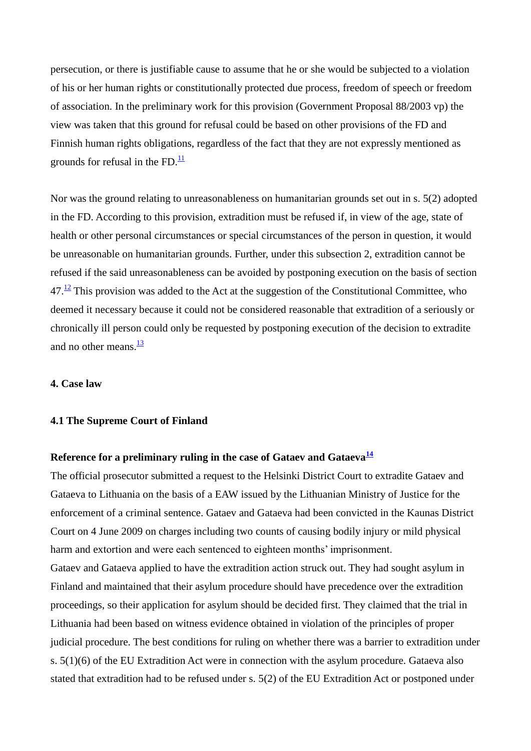persecution, or there is justifiable cause to assume that he or she would be subjected to a violation of his or her human rights or constitutionally protected due process, freedom of speech or freedom of association. In the preliminary work for this provision (Government Proposal 88/2003 vp) the view was taken that this ground for refusal could be based on other provisions of the FD and Finnish human rights obligations, regardless of the fact that they are not expressly mentioned as grounds for refusal in the FD.[11]

Nor was the ground relating to unreasonableness on humanitarian grounds set out in s. 5(2) adopted in the FD. According to this provision, extradition must be refused if, in view of the age, state of health or other personal circumstances or special circumstances of the person in question, it would be unreasonable on humanitarian grounds. Further, under this subsection 2, extradition cannot be refused if the said unreasonableness can be avoided by postponing execution on the basis of section 47.[12] This provision was added to the Act at the suggestion of the Constitutional Committee, who deemed it necessary because it could not be considered reasonable that extradition of a seriously or chronically ill person could only be requested by postponing execution of the decision to extradite and no other means.[13]

### 4. Case law

#### 4.1 The Supreme Court of Finland

**Reference for a preliminary ruling in the case of Gataev and Gataeva[14]**

The official prosecutor submitted a request to the Helsinki District Court to extradite Gataev and Gataeva to Lithuania on the basis of a EAW issued by the Lithuanian Ministry of Justice for the enforcement of a criminal sentence. Gataev and Gataeva had been convicted in the Kaunas District Court on 4 June 2009 on charges including two counts of causing bodily injury or mild physical harm and extortion and were each sentenced to eighteen months' imprisonment.

Gataev and Gataeva applied to have the extradition action struck out. They had sought asylum in Finland and maintained that their asylum procedure should have precedence over the extradition proceedings, so their application for asylum should be decided first. They claimed that the trial in Lithuania had been based on witness evidence obtained in violation of the principles of proper judicial procedure. The best conditions for ruling on whether there was a barrier to extradition under s. 5(1)(6) of the EU Extradition Act were in connection with the asylum procedure. Gataeva also stated that extradition had to be refused under s. 5(2) of the EU Extradition Act or postponed under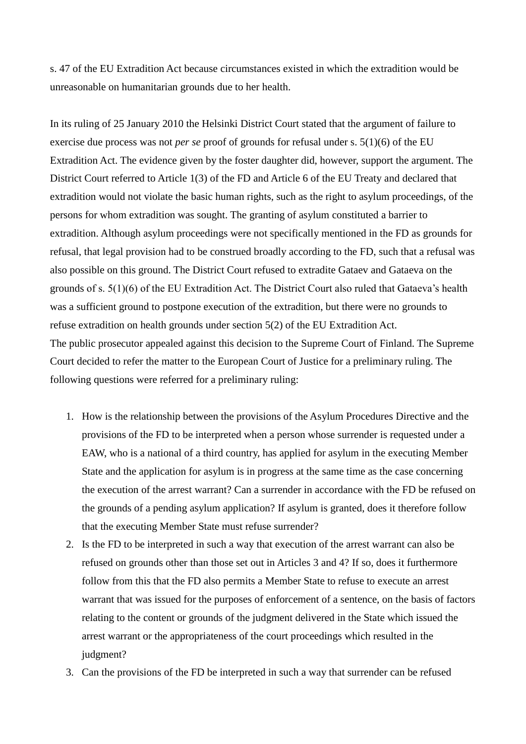s. 47 of the EU Extradition Act because circumstances existed in which the extradition would be unreasonable on humanitarian grounds due to her health.

In its ruling of 25 January 2010 the Helsinki District Court stated that the argument of failure to exercise due process was not *per se* proof of grounds for refusal under s. 5(1)(6) of the EU Extradition Act. The evidence given by the foster daughter did, however, support the argument. The District Court referred to Article 1(3) of the FD and Article 6 of the EU Treaty and declared that extradition would not violate the basic human rights, such as the right to asylum proceedings, of the persons for whom extradition was sought. The granting of asylum constituted a barrier to extradition. Although asylum proceedings were not specifically mentioned in the FD as grounds for refusal, that legal provision had to be construed broadly according to the FD, such that a refusal was also possible on this ground. The District Court refused to extradite Gataev and Gataeva on the grounds of s. 5(1)(6) of the EU Extradition Act. The District Court also ruled that Gataeva's health was a sufficient ground to postpone execution of the extradition, but there were no grounds to refuse extradition on health grounds under section 5(2) of the EU Extradition Act.
The public prosecutor appealed against this decision to the Supreme Court of Finland. The Supreme Court decided to refer the matter to the European Court of Justice for a preliminary ruling. The following questions were referred for a preliminary ruling:

1. How is the relationship between the provisions of the Asylum Procedures Directive and the provisions of the FD to be interpreted when a person whose surrender is requested under a EAW, who is a national of a third country, has applied for asylum in the executing Member State and the application for asylum is in progress at the same time as the case concerning the execution of the arrest warrant? Can a surrender in accordance with the FD be refused on the grounds of a pending asylum application? If asylum is granted, does it therefore follow that the executing Member State must refuse surrender?
2. Is the FD to be interpreted in such a way that execution of the arrest warrant can also be refused on grounds other than those set out in Articles 3 and 4? If so, does it furthermore follow from this that the FD also permits a Member State to refuse to execute an arrest warrant that was issued for the purposes of enforcement of a sentence, on the basis of factors relating to the content or grounds of the judgment delivered in the State which issued the arrest warrant or the appropriateness of the court proceedings which resulted in the judgment?
3. Can the provisions of the FD be interpreted in such a way that surrender can be refused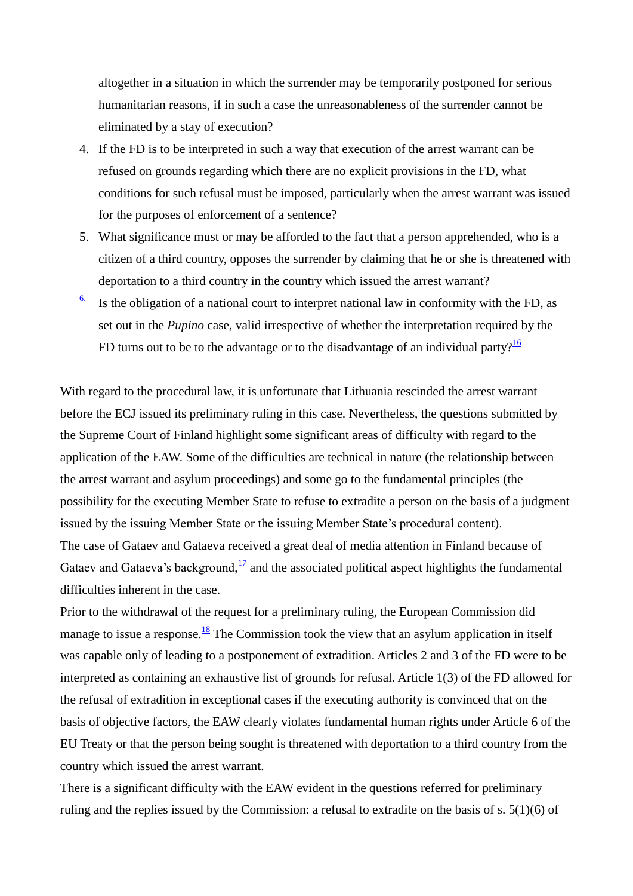altogether in a situation in which the surrender may be temporarily postponed for serious humanitarian reasons, if in such a case the unreasonableness of the surrender cannot be eliminated by a stay of execution?

4. If the FD is to be interpreted in such a way that execution of the arrest warrant can be refused on grounds regarding which there are no explicit provisions in the FD, what conditions for such refusal must be imposed, particularly when the arrest warrant was issued for the purposes of enforcement of a sentence?
5. What significance must or may be afforded to the fact that a person apprehended, who is a citizen of a third country, opposes the surrender by claiming that he or she is threatened with deportation to a third country in the country which issued the arrest warrant?
6. Is the obligation of a national court to interpret national law in conformity with the FD, as set out in the *Pupino* case, valid irrespective of whether the interpretation required by the FD turns out to be to the advantage or to the disadvantage of an individual party?[16]

With regard to the procedural law, it is unfortunate that Lithuania rescinded the arrest warrant before the ECJ issued its preliminary ruling in this case. Nevertheless, the questions submitted by the Supreme Court of Finland highlight some significant areas of difficulty with regard to the application of the EAW. Some of the difficulties are technical in nature (the relationship between the arrest warrant and asylum proceedings) and some go to the fundamental principles (the possibility for the executing Member State to refuse to extradite a person on the basis of a judgment issued by the issuing Member State or the issuing Member State's procedural content).

The case of Gataev and Gataeva received a great deal of media attention in Finland because of Gataev and Gataeva's background,[17] and the associated political aspect highlights the fundamental difficulties inherent in the case.

Prior to the withdrawal of the request for a preliminary ruling, the European Commission did manage to issue a response.[18] The Commission took the view that an asylum application in itself was capable only of leading to a postponement of extradition. Articles 2 and 3 of the FD were to be interpreted as containing an exhaustive list of grounds for refusal. Article 1(3) of the FD allowed for the refusal of extradition in exceptional cases if the executing authority is convinced that on the basis of objective factors, the EAW clearly violates fundamental human rights under Article 6 of the EU Treaty or that the person being sought is threatened with deportation to a third country from the country which issued the arrest warrant.

There is a significant difficulty with the EAW evident in the questions referred for preliminary ruling and the replies issued by the Commission: a refusal to extradite on the basis of s. 5(1)(6) of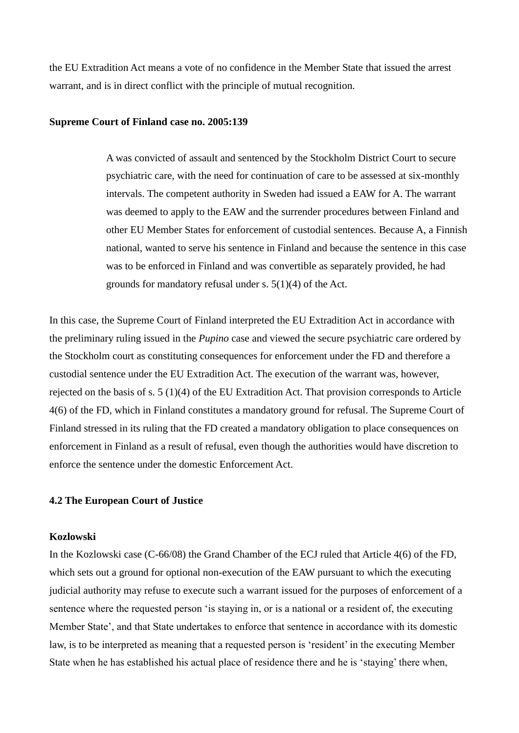the EU Extradition Act means a vote of no confidence in the Member State that issued the arrest warrant, and is in direct conflict with the principle of mutual recognition.

**Supreme Court of Finland case no. 2005:139**

> A was convicted of assault and sentenced by the Stockholm District Court to secure psychiatric care, with the need for continuation of care to be assessed at six-monthly intervals. The competent authority in Sweden had issued a EAW for A. The warrant was deemed to apply to the EAW and the surrender procedures between Finland and other EU Member States for enforcement of custodial sentences. Because A, a Finnish national, wanted to serve his sentence in Finland and because the sentence in this case was to be enforced in Finland and was convertible as separately provided, he had grounds for mandatory refusal under s. 5(1)(4) of the Act.

In this case, the Supreme Court of Finland interpreted the EU Extradition Act in accordance with the preliminary ruling issued in the *Pupino* case and viewed the secure psychiatric care ordered by the Stockholm court as constituting consequences for enforcement under the FD and therefore a custodial sentence under the EU Extradition Act. The execution of the warrant was, however, rejected on the basis of s. 5 (1)(4) of the EU Extradition Act. That provision corresponds to Article 4(6) of the FD, which in Finland constitutes a mandatory ground for refusal. The Supreme Court of Finland stressed in its ruling that the FD created a mandatory obligation to place consequences on enforcement in Finland as a result of refusal, even though the authorities would have discretion to enforce the sentence under the domestic Enforcement Act.

### 4.2 The European Court of Justice

**Kozlowski**

In the Kozlowski case (C-66/08) the Grand Chamber of the ECJ ruled that Article 4(6) of the FD, which sets out a ground for optional non-execution of the EAW pursuant to which the executing judicial authority may refuse to execute such a warrant issued for the purposes of enforcement of a sentence where the requested person 'is staying in, or is a national or a resident of, the executing Member State', and that State undertakes to enforce that sentence in accordance with its domestic law, is to be interpreted as meaning that a requested person is 'resident' in the executing Member State when he has established his actual place of residence there and he is 'staying' there when,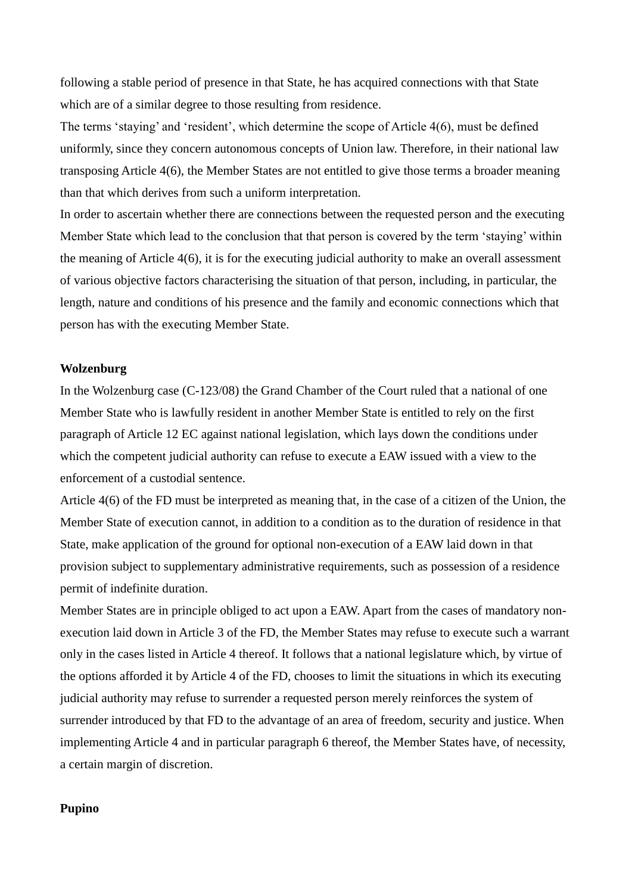following a stable period of presence in that State, he has acquired connections with that State which are of a similar degree to those resulting from residence.

The terms 'staying' and 'resident', which determine the scope of Article 4(6), must be defined uniformly, since they concern autonomous concepts of Union law. Therefore, in their national law transposing Article 4(6), the Member States are not entitled to give those terms a broader meaning than that which derives from such a uniform interpretation.

In order to ascertain whether there are connections between the requested person and the executing Member State which lead to the conclusion that that person is covered by the term 'staying' within the meaning of Article 4(6), it is for the executing judicial authority to make an overall assessment of various objective factors characterising the situation of that person, including, in particular, the length, nature and conditions of his presence and the family and economic connections which that person has with the executing Member State.

**Wolzenburg**

In the Wolzenburg case (C-123/08) the Grand Chamber of the Court ruled that a national of one Member State who is lawfully resident in another Member State is entitled to rely on the first paragraph of Article 12 EC against national legislation, which lays down the conditions under which the competent judicial authority can refuse to execute a EAW issued with a view to the enforcement of a custodial sentence.

Article 4(6) of the FD must be interpreted as meaning that, in the case of a citizen of the Union, the Member State of execution cannot, in addition to a condition as to the duration of residence in that State, make application of the ground for optional non-execution of a EAW laid down in that provision subject to supplementary administrative requirements, such as possession of a residence permit of indefinite duration.

Member States are in principle obliged to act upon a EAW. Apart from the cases of mandatory non-execution laid down in Article 3 of the FD, the Member States may refuse to execute such a warrant only in the cases listed in Article 4 thereof. It follows that a national legislature which, by virtue of the options afforded it by Article 4 of the FD, chooses to limit the situations in which its executing judicial authority may refuse to surrender a requested person merely reinforces the system of surrender introduced by that FD to the advantage of an area of freedom, security and justice. When implementing Article 4 and in particular paragraph 6 thereof, the Member States have, of necessity, a certain margin of discretion.

**Pupino**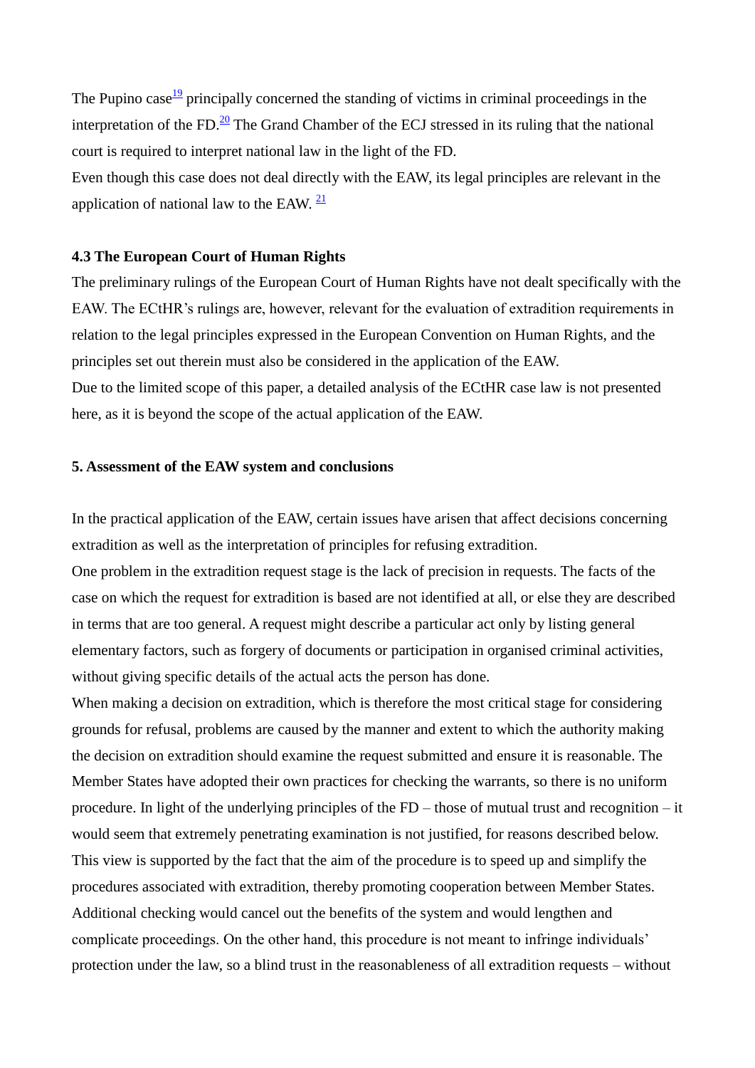The Pupino case[19] principally concerned the standing of victims in criminal proceedings in the interpretation of the FD.[20] The Grand Chamber of the ECJ stressed in its ruling that the national court is required to interpret national law in the light of the FD.
Even though this case does not deal directly with the EAW, its legal principles are relevant in the application of national law to the EAW. [21]

### 4.3 The European Court of Human Rights

The preliminary rulings of the European Court of Human Rights have not dealt specifically with the EAW. The ECtHR's rulings are, however, relevant for the evaluation of extradition requirements in relation to the legal principles expressed in the European Convention on Human Rights, and the principles set out therein must also be considered in the application of the EAW.
Due to the limited scope of this paper, a detailed analysis of the ECtHR case law is not presented here, as it is beyond the scope of the actual application of the EAW.

## 5. Assessment of the EAW system and conclusions

In the practical application of the EAW, certain issues have arisen that affect decisions concerning extradition as well as the interpretation of principles for refusing extradition.
One problem in the extradition request stage is the lack of precision in requests. The facts of the case on which the request for extradition is based are not identified at all, or else they are described in terms that are too general. A request might describe a particular act only by listing general elementary factors, such as forgery of documents or participation in organised criminal activities, without giving specific details of the actual acts the person has done.
When making a decision on extradition, which is therefore the most critical stage for considering grounds for refusal, problems are caused by the manner and extent to which the authority making the decision on extradition should examine the request submitted and ensure it is reasonable. The Member States have adopted their own practices for checking the warrants, so there is no uniform procedure. In light of the underlying principles of the FD – those of mutual trust and recognition – it would seem that extremely penetrating examination is not justified, for reasons described below. This view is supported by the fact that the aim of the procedure is to speed up and simplify the procedures associated with extradition, thereby promoting cooperation between Member States. Additional checking would cancel out the benefits of the system and would lengthen and complicate proceedings. On the other hand, this procedure is not meant to infringe individuals' protection under the law, so a blind trust in the reasonableness of all extradition requests – without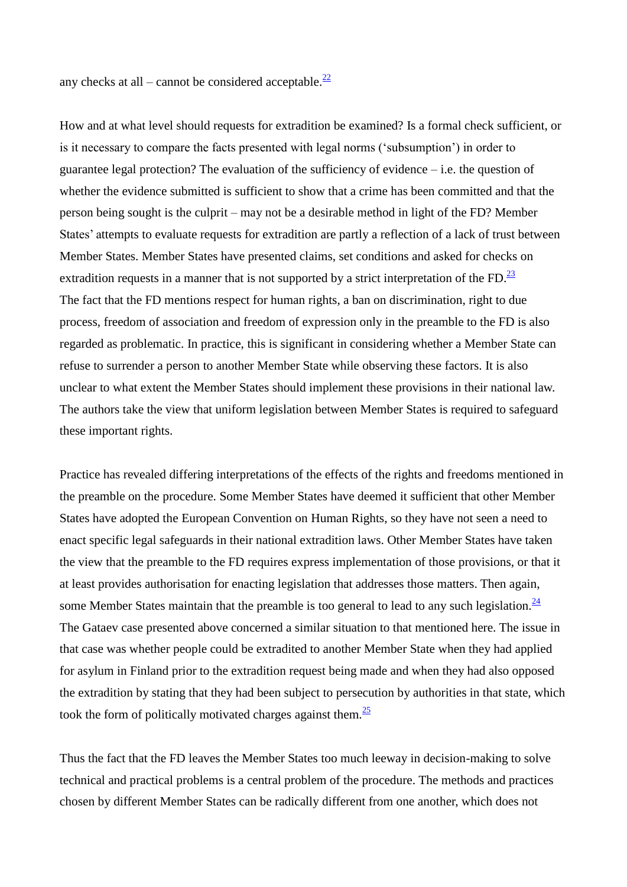any checks at all – cannot be considered acceptable.[22]

How and at what level should requests for extradition be examined? Is a formal check sufficient, or is it necessary to compare the facts presented with legal norms ('subsumption') in order to guarantee legal protection? The evaluation of the sufficiency of evidence – i.e. the question of whether the evidence submitted is sufficient to show that a crime has been committed and that the person being sought is the culprit – may not be a desirable method in light of the FD? Member States' attempts to evaluate requests for extradition are partly a reflection of a lack of trust between Member States. Member States have presented claims, set conditions and asked for checks on extradition requests in a manner that is not supported by a strict interpretation of the FD.[23]
The fact that the FD mentions respect for human rights, a ban on discrimination, right to due process, freedom of association and freedom of expression only in the preamble to the FD is also regarded as problematic. In practice, this is significant in considering whether a Member State can refuse to surrender a person to another Member State while observing these factors. It is also unclear to what extent the Member States should implement these provisions in their national law. The authors take the view that uniform legislation between Member States is required to safeguard these important rights.

Practice has revealed differing interpretations of the effects of the rights and freedoms mentioned in the preamble on the procedure. Some Member States have deemed it sufficient that other Member States have adopted the European Convention on Human Rights, so they have not seen a need to enact specific legal safeguards in their national extradition laws. Other Member States have taken the view that the preamble to the FD requires express implementation of those provisions, or that it at least provides authorisation for enacting legislation that addresses those matters. Then again, some Member States maintain that the preamble is too general to lead to any such legislation.[24]
The Gataev case presented above concerned a similar situation to that mentioned here. The issue in that case was whether people could be extradited to another Member State when they had applied for asylum in Finland prior to the extradition request being made and when they had also opposed the extradition by stating that they had been subject to persecution by authorities in that state, which took the form of politically motivated charges against them.[25]

Thus the fact that the FD leaves the Member States too much leeway in decision-making to solve technical and practical problems is a central problem of the procedure. The methods and practices chosen by different Member States can be radically different from one another, which does not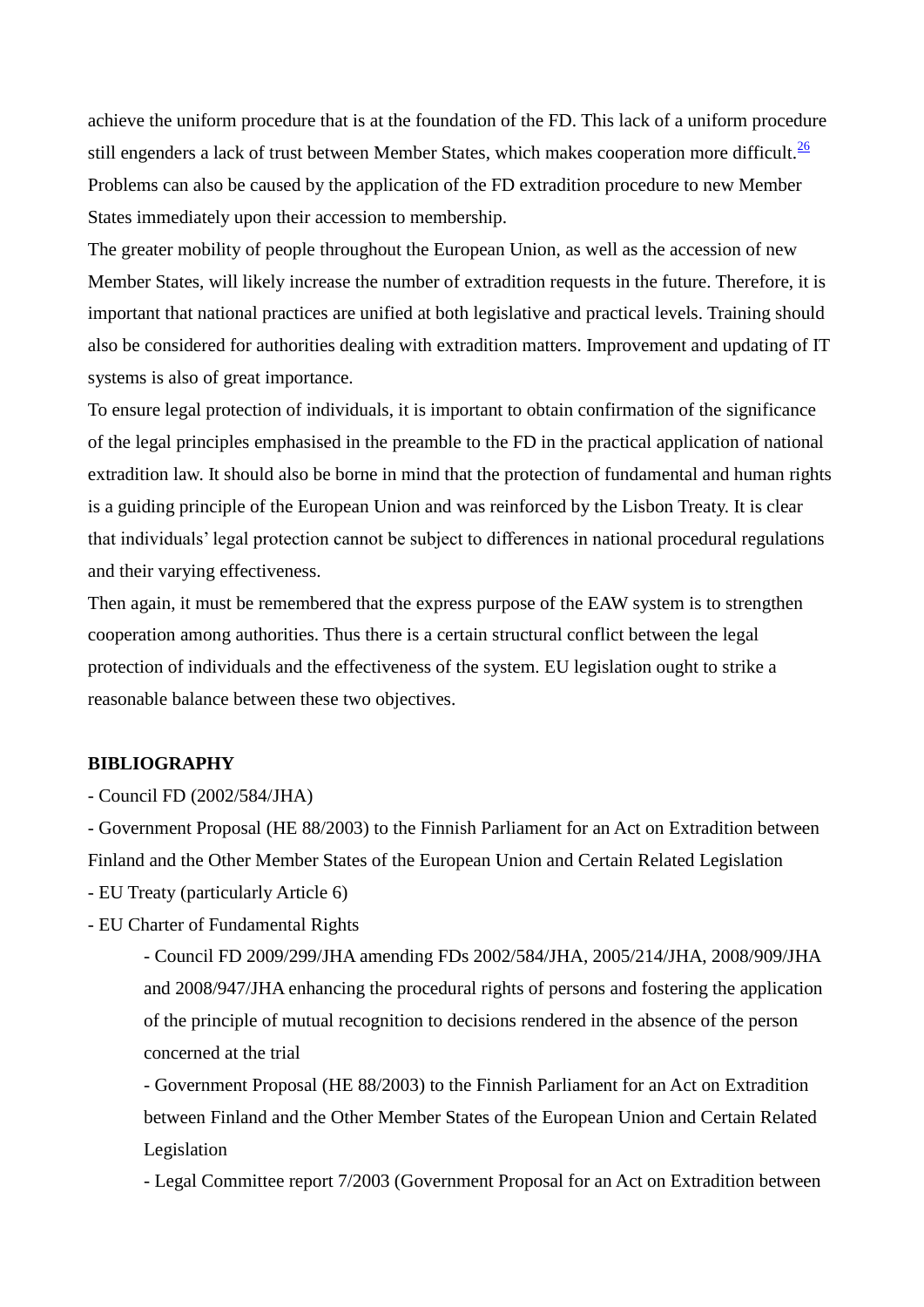achieve the uniform procedure that is at the foundation of the FD. This lack of a uniform procedure still engenders a lack of trust between Member States, which makes cooperation more difficult.[26] Problems can also be caused by the application of the FD extradition procedure to new Member States immediately upon their accession to membership.

The greater mobility of people throughout the European Union, as well as the accession of new Member States, will likely increase the number of extradition requests in the future. Therefore, it is important that national practices are unified at both legislative and practical levels. Training should also be considered for authorities dealing with extradition matters. Improvement and updating of IT systems is also of great importance.

To ensure legal protection of individuals, it is important to obtain confirmation of the significance of the legal principles emphasised in the preamble to the FD in the practical application of national extradition law. It should also be borne in mind that the protection of fundamental and human rights is a guiding principle of the European Union and was reinforced by the Lisbon Treaty. It is clear that individuals' legal protection cannot be subject to differences in national procedural regulations and their varying effectiveness.

Then again, it must be remembered that the express purpose of the EAW system is to strengthen cooperation among authorities. Thus there is a certain structural conflict between the legal protection of individuals and the effectiveness of the system. EU legislation ought to strike a reasonable balance between these two objectives.

**BIBLIOGRAPHY**

- Council FD (2002/584/JHA)
- Government Proposal (HE 88/2003) to the Finnish Parliament for an Act on Extradition between Finland and the Other Member States of the European Union and Certain Related Legislation
- EU Treaty (particularly Article 6)
- EU Charter of Fundamental Rights
    - Council FD 2009/299/JHA amending FDs 2002/584/JHA, 2005/214/JHA, 2008/909/JHA and 2008/947/JHA enhancing the procedural rights of persons and fostering the application of the principle of mutual recognition to decisions rendered in the absence of the person concerned at the trial
    - Government Proposal (HE 88/2003) to the Finnish Parliament for an Act on Extradition between Finland and the Other Member States of the European Union and Certain Related Legislation
    - Legal Committee report 7/2003 (Government Proposal for an Act on Extradition between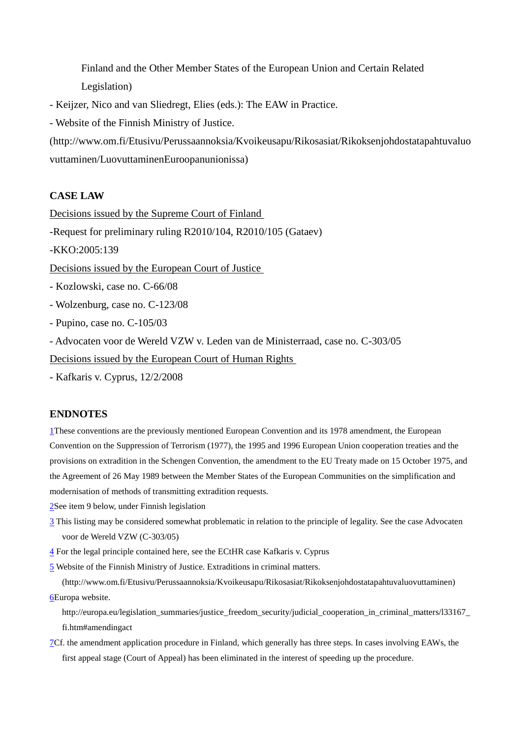Finland and the Other Member States of the European Union and Certain Related Legislation)

- Keijzer, Nico and van Sliedregt, Elies (eds.): The EAW in Practice.
- Website of the Finnish Ministry of Justice.

(http://www.om.fi/Etusivu/Perussaannoksia/Kvoikeusapu/Rikosasiat/Rikoksenjohdostatapahtuvaluovuttaminen/LuovuttaminenEuroopanunionissa)

## CASE LAW

Decisions issued by the Supreme Court of Finland

-Request for preliminary ruling R2010/104, R2010/105 (Gataev)

-KKO:2005:139

Decisions issued by the European Court of Justice

- Kozlowski, case no. C-66/08
- Wolzenburg, case no. C-123/08
- Pupino, case no. C-105/03
- Advocaten voor de Wereld VZW v. Leden van de Ministerraad, case no. C-303/05

Decisions issued by the European Court of Human Rights

- Kafkaris v. Cyprus, 12/2/2008

## ENDNOTES

1These conventions are the previously mentioned European Convention and its 1978 amendment, the European Convention on the Suppression of Terrorism (1977), the 1995 and 1996 European Union cooperation treaties and the provisions on extradition in the Schengen Convention, the amendment to the EU Treaty made on 15 October 1975, and the Agreement of 26 May 1989 between the Member States of the European Communities on the simplification and modernisation of methods of transmitting extradition requests.

2See item 9 below, under Finnish legislation

3 This listing may be considered somewhat problematic in relation to the principle of legality. See the case Advocaten voor de Wereld VZW (C-303/05)

4 For the legal principle contained here, see the ECtHR case Kafkaris v. Cyprus

5 Website of the Finnish Ministry of Justice. Extraditions in criminal matters. (http://www.om.fi/Etusivu/Perussaannoksia/Kvoikeusapu/Rikosasiat/Rikoksenjohdostatapahtuvaluovuttaminen)

6Europa website. http://europa.eu/legislation_summaries/justice_freedom_security/judicial_cooperation_in_criminal_matters/l33167_fi.htm#amendingact

7Cf. the amendment application procedure in Finland, which generally has three steps. In cases involving EAWs, the first appeal stage (Court of Appeal) has been eliminated in the interest of speeding up the procedure.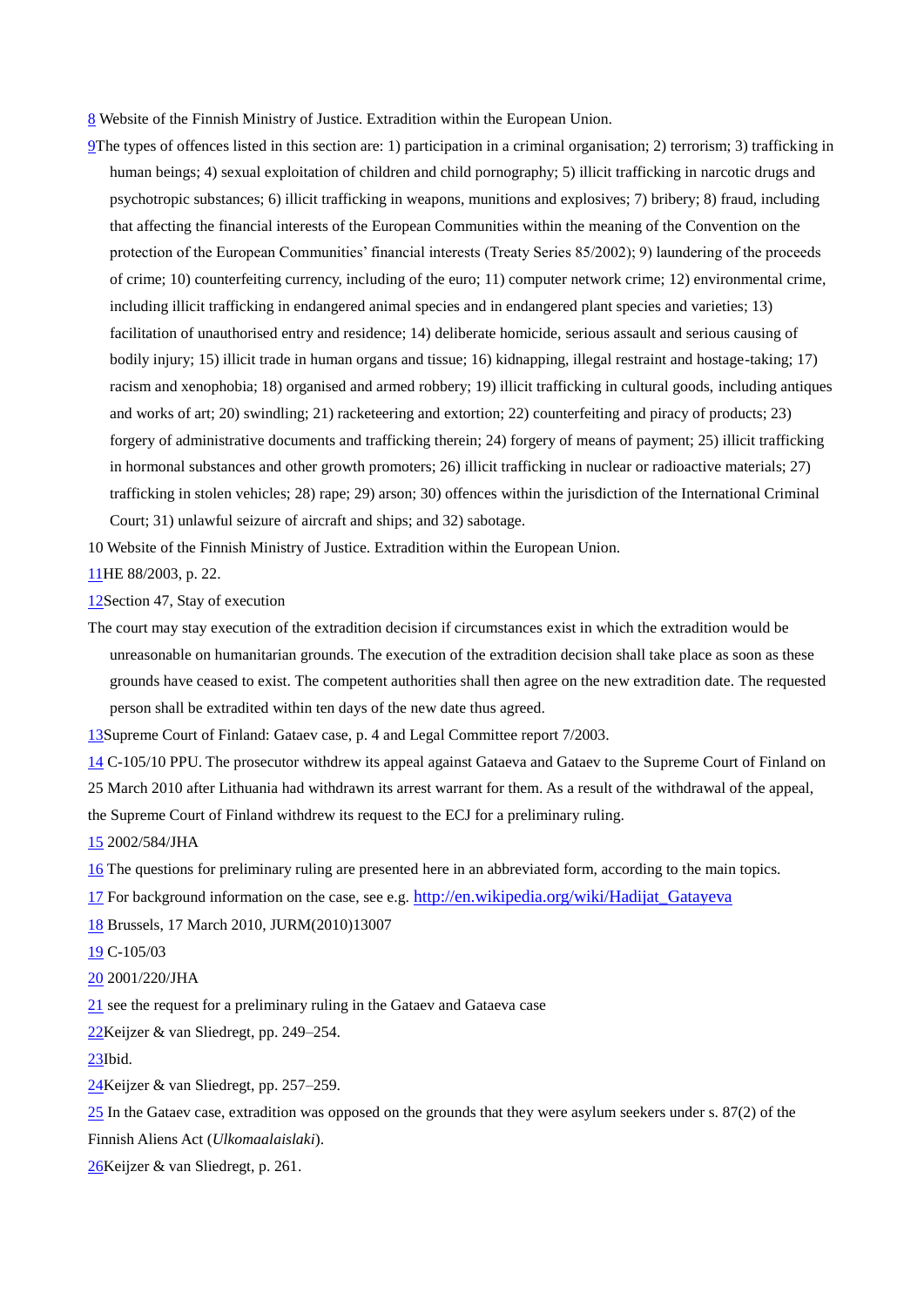8 Website of the Finnish Ministry of Justice. Extradition within the European Union.

9The types of offences listed in this section are: 1) participation in a criminal organisation; 2) terrorism; 3) trafficking in human beings; 4) sexual exploitation of children and child pornography; 5) illicit trafficking in narcotic drugs and psychotropic substances; 6) illicit trafficking in weapons, munitions and explosives; 7) bribery; 8) fraud, including that affecting the financial interests of the European Communities within the meaning of the Convention on the protection of the European Communities' financial interests (Treaty Series 85/2002); 9) laundering of the proceeds of crime; 10) counterfeiting currency, including of the euro; 11) computer network crime; 12) environmental crime, including illicit trafficking in endangered animal species and in endangered plant species and varieties; 13) facilitation of unauthorised entry and residence; 14) deliberate homicide, serious assault and serious causing of bodily injury; 15) illicit trade in human organs and tissue; 16) kidnapping, illegal restraint and hostage-taking; 17) racism and xenophobia; 18) organised and armed robbery; 19) illicit trafficking in cultural goods, including antiques and works of art; 20) swindling; 21) racketeering and extortion; 22) counterfeiting and piracy of products; 23) forgery of administrative documents and trafficking therein; 24) forgery of means of payment; 25) illicit trafficking in hormonal substances and other growth promoters; 26) illicit trafficking in nuclear or radioactive materials; 27) trafficking in stolen vehicles; 28) rape; 29) arson; 30) offences within the jurisdiction of the International Criminal Court; 31) unlawful seizure of aircraft and ships; and 32) sabotage.

10 Website of the Finnish Ministry of Justice. Extradition within the European Union.

11HE 88/2003, p. 22.

12Section 47, Stay of execution

The court may stay execution of the extradition decision if circumstances exist in which the extradition would be unreasonable on humanitarian grounds. The execution of the extradition decision shall take place as soon as these grounds have ceased to exist. The competent authorities shall then agree on the new extradition date. The requested person shall be extradited within ten days of the new date thus agreed.

13Supreme Court of Finland: Gataev case, p. 4 and Legal Committee report 7/2003.

14 C-105/10 PPU. The prosecutor withdrew its appeal against Gataeva and Gataev to the Supreme Court of Finland on 25 March 2010 after Lithuania had withdrawn its arrest warrant for them. As a result of the withdrawal of the appeal, the Supreme Court of Finland withdrew its request to the ECJ for a preliminary ruling.

15 2002/584/JHA

16 The questions for preliminary ruling are presented here in an abbreviated form, according to the main topics.

17 For background information on the case, see e.g. http://en.wikipedia.org/wiki/Hadijat_Gatayeva

18 Brussels, 17 March 2010, JURM(2010)13007

19 C-105/03

20 2001/220/JHA

21 see the request for a preliminary ruling in the Gataev and Gataeva case

22Keijzer & van Sliedregt, pp. 249–254.

23Ibid.

24Keijzer & van Sliedregt, pp. 257–259.

25 In the Gataev case, extradition was opposed on the grounds that they were asylum seekers under s. 87(2) of the Finnish Aliens Act (*Ulkomaalaislaki*).

26Keijzer & van Sliedregt, p. 261.